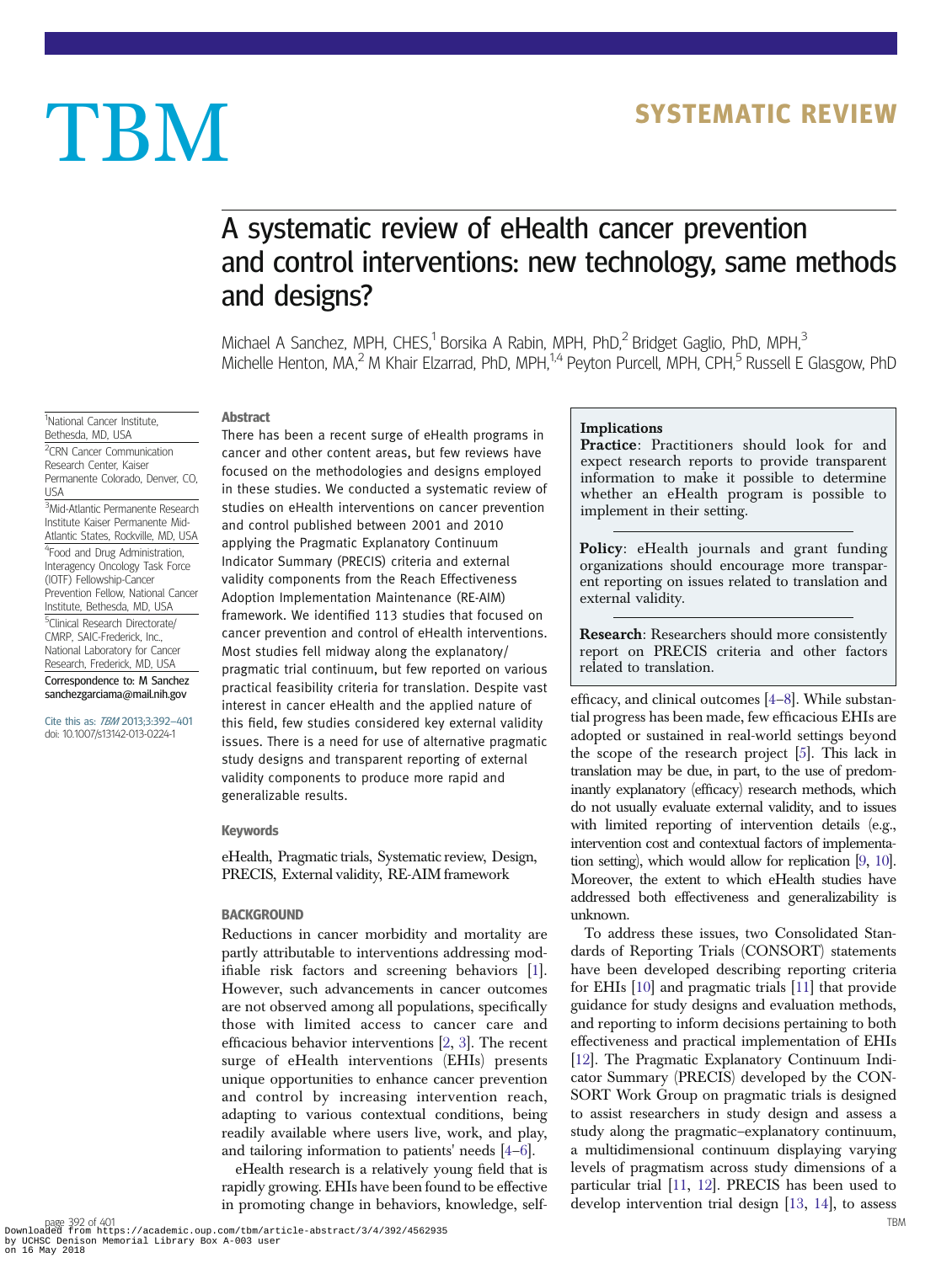# A systematic review of eHealth cancer prevention and control interventions: new technology, same methods and designs?

Michael A Sanchez, MPH, CHES,[1] Borsika A Rabin, MPH, PhD,[2] Bridget Gaglio, PhD, MPH,[3] Michelle Henton, MA,[2] M Khair Elzarrad, PhD, MPH,[1,4] Peyton Purcell, MPH, CPH,[5] Russell E Glasgow, PhD

[1]National Cancer Institute, Bethesda, MD, USA
[2]CRN Cancer Communication Research Center, Kaiser Permanente Colorado, Denver, CO, USA
[3]Mid-Atlantic Permanente Research Institute Kaiser Permanente Mid-Atlantic States, Rockville, MD, USA
[4]Food and Drug Administration, Interagency Oncology Task Force (IOTF) Fellowship-Cancer Prevention Fellow, National Cancer Institute, Bethesda, MD, USA
[5]Clinical Research Directorate/CMRP, SAIC-Frederick, Inc., National Laboratory for Cancer Research, Frederick, MD, USA

Correspondence to: M Sanchez
sanchezgarciama@mail.nih.gov

Cite this as: *TBM* 2013;3:392–401
doi: 10.1007/s13142-013-0224-1

## Abstract

There has been a recent surge of eHealth programs in cancer and other content areas, but few reviews have focused on the methodologies and designs employed in these studies. We conducted a systematic review of studies on eHealth interventions on cancer prevention and control published between 2001 and 2010 applying the Pragmatic Explanatory Continuum Indicator Summary (PRECIS) criteria and external validity components from the Reach Effectiveness Adoption Implementation Maintenance (RE-AIM) framework. We identified 113 studies that focused on cancer prevention and control of eHealth interventions. Most studies fell midway along the explanatory/pragmatic trial continuum, but few reported on various practical feasibility criteria for translation. Despite vast interest in cancer eHealth and the applied nature of this field, few studies considered key external validity issues. There is a need for use of alternative pragmatic study designs and transparent reporting of external validity components to produce more rapid and generalizable results.

## Keywords

eHealth, Pragmatic trials, Systematic review, Design, PRECIS, External validity, RE-AIM framework

## Implications

**Practice**: Practitioners should look for and expect research reports to provide transparent information to make it possible to determine whether an eHealth program is possible to implement in their setting.

**Policy**: eHealth journals and grant funding organizations should encourage more transparent reporting on issues related to translation and external validity.

**Research**: Researchers should more consistently report on PRECIS criteria and other factors related to translation.

## BACKGROUND

Reductions in cancer morbidity and mortality are partly attributable to interventions addressing modifiable risk factors and screening behaviors [1]. However, such advancements in cancer outcomes are not observed among all populations, specifically those with limited access to cancer care and efficacious behavior interventions [2, 3]. The recent surge of eHealth interventions (EHIs) presents unique opportunities to enhance cancer prevention and control by increasing intervention reach, adapting to various contextual conditions, being readily available where users live, work, and play, and tailoring information to patients' needs [4–6].

eHealth research is a relatively young field that is rapidly growing. EHIs have been found to be effective in promoting change in behaviors, knowledge, self-efficacy, and clinical outcomes [4–8]. While substantial progress has been made, few efficacious EHIs are adopted or sustained in real-world settings beyond the scope of the research project [5]. This lack in translation may be due, in part, to the use of predominantly explanatory (efficacy) research methods, which do not usually evaluate external validity, and to issues with limited reporting of intervention details (e.g., intervention cost and contextual factors of implementation setting), which would allow for replication [9, 10]. Moreover, the extent to which eHealth studies have addressed both effectiveness and generalizability is unknown.

To address these issues, two Consolidated Standards of Reporting Trials (CONSORT) statements have been developed describing reporting criteria for EHIs [10] and pragmatic trials [11] that provide guidance for study designs and evaluation methods, and reporting to inform decisions pertaining to both effectiveness and practical implementation of EHIs [12]. The Pragmatic Explanatory Continuum Indicator Summary (PRECIS) developed by the CONSORT Work Group on pragmatic trials is designed to assist researchers in study design and assess a study along the pragmatic–explanatory continuum, a multidimensional continuum displaying varying levels of pragmatism across study dimensions of a particular trial [11, 12]. PRECIS has been used to develop intervention trial design [13, 14], to assess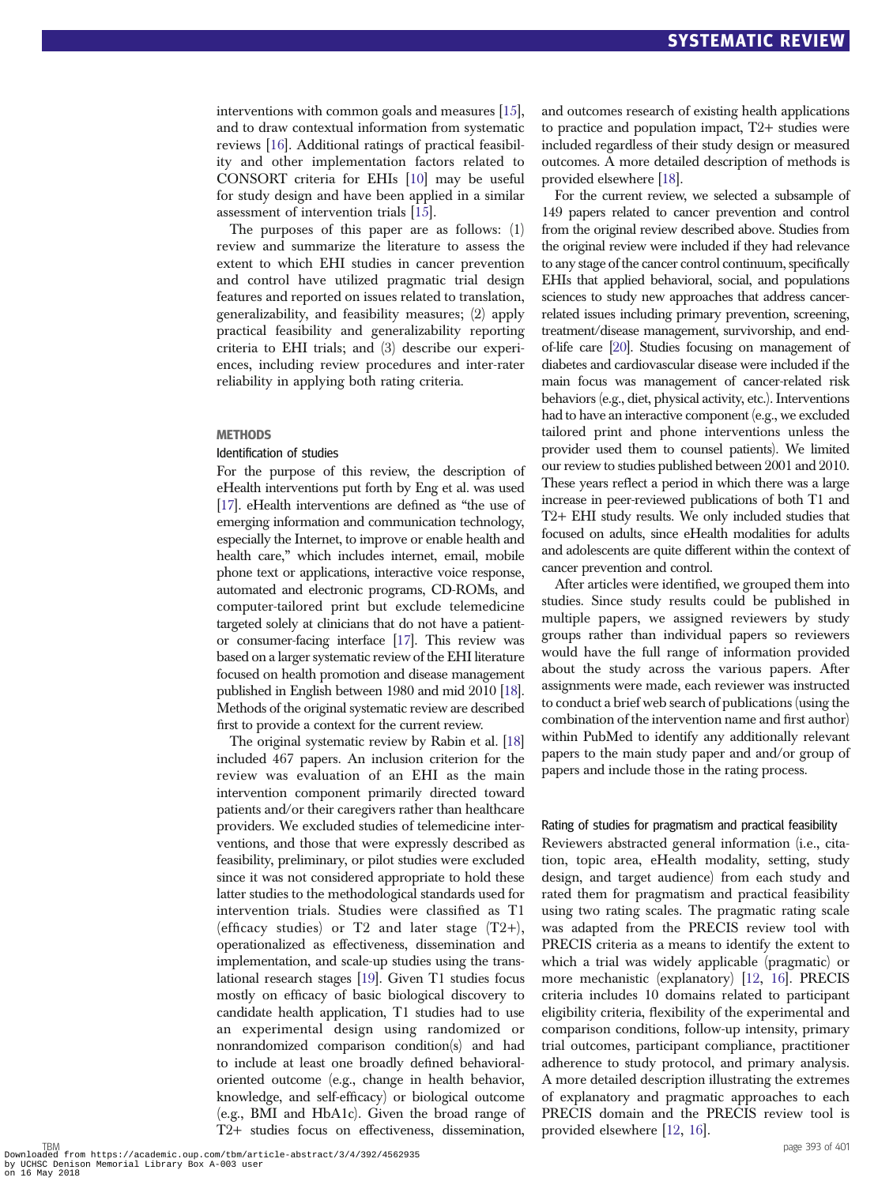interventions with common goals and measures [15], and to draw contextual information from systematic reviews [16]. Additional ratings of practical feasibility and other implementation factors related to CONSORT criteria for EHIs [10] may be useful for study design and have been applied in a similar assessment of intervention trials [15].

The purposes of this paper are as follows: (1) review and summarize the literature to assess the extent to which EHI studies in cancer prevention and control have utilized pragmatic trial design features and reported on issues related to translation, generalizability, and feasibility measures; (2) apply practical feasibility and generalizability reporting criteria to EHI trials; and (3) describe our experiences, including review procedures and inter-rater reliability in applying both rating criteria.

## METHODS

### Identification of studies

For the purpose of this review, the description of eHealth interventions put forth by Eng et al. was used [17]. eHealth interventions are defined as "the use of emerging information and communication technology, especially the Internet, to improve or enable health and health care," which includes internet, email, mobile phone text or applications, interactive voice response, automated and electronic programs, CD-ROMs, and computer-tailored print but exclude telemedicine targeted solely at clinicians that do not have a patient- or consumer-facing interface [17]. This review was based on a larger systematic review of the EHI literature focused on health promotion and disease management published in English between 1980 and mid 2010 [18]. Methods of the original systematic review are described first to provide a context for the current review.

The original systematic review by Rabin et al. [18] included 467 papers. An inclusion criterion for the review was evaluation of an EHI as the main intervention component primarily directed toward patients and/or their caregivers rather than healthcare providers. We excluded studies of telemedicine interventions, and those that were expressly described as feasibility, preliminary, or pilot studies were excluded since it was not considered appropriate to hold these latter studies to the methodological standards used for intervention trials. Studies were classified as T1 (efficacy studies) or T2 and later stage (T2+), operationalized as effectiveness, dissemination and implementation, and scale-up studies using the translational research stages [19]. Given T1 studies focus mostly on efficacy of basic biological discovery to candidate health application, T1 studies had to use an experimental design using randomized or nonrandomized comparison condition(s) and had to include at least one broadly defined behavioral-oriented outcome (e.g., change in health behavior, knowledge, and self-efficacy) or biological outcome (e.g., BMI and HbA1c). Given the broad range of T2+ studies focus on effectiveness, dissemination, and outcomes research of existing health applications to practice and population impact, T2+ studies were included regardless of their study design or measured outcomes. A more detailed description of methods is provided elsewhere [18].

For the current review, we selected a subsample of 149 papers related to cancer prevention and control from the original review described above. Studies from the original review were included if they had relevance to any stage of the cancer control continuum, specifically EHIs that applied behavioral, social, and populations sciences to study new approaches that address cancer-related issues including primary prevention, screening, treatment/disease management, survivorship, and end-of-life care [20]. Studies focusing on management of diabetes and cardiovascular disease were included if the main focus was management of cancer-related risk behaviors (e.g., diet, physical activity, etc.). Interventions had to have an interactive component (e.g., we excluded tailored print and phone interventions unless the provider used them to counsel patients). We limited our review to studies published between 2001 and 2010. These years reflect a period in which there was a large increase in peer-reviewed publications of both T1 and T2+ EHI study results. We only included studies that focused on adults, since eHealth modalities for adults and adolescents are quite different within the context of cancer prevention and control.

After articles were identified, we grouped them into studies. Since study results could be published in multiple papers, we assigned reviewers by study groups rather than individual papers so reviewers would have the full range of information provided about the study across the various papers. After assignments were made, each reviewer was instructed to conduct a brief web search of publications (using the combination of the intervention name and first author) within PubMed to identify any additionally relevant papers to the main study paper and/or group of papers and include those in the rating process.

### Rating of studies for pragmatism and practical feasibility

Reviewers abstracted general information (i.e., citation, topic area, eHealth modality, setting, study design, and target audience) from each study and rated them for pragmatism and practical feasibility using two rating scales. The pragmatic rating scale was adapted from the PRECIS review tool with PRECIS criteria as a means to identify the extent to which a trial was widely applicable (pragmatic) or more mechanistic (explanatory) [12, 16]. PRECIS criteria includes 10 domains related to participant eligibility criteria, flexibility of the experimental and comparison conditions, follow-up intensity, primary trial outcomes, participant compliance, practitioner adherence to study protocol, and primary analysis. A more detailed description illustrating the extremes of explanatory and pragmatic approaches to each PRECIS domain and the PRECIS review tool is provided elsewhere [12, 16].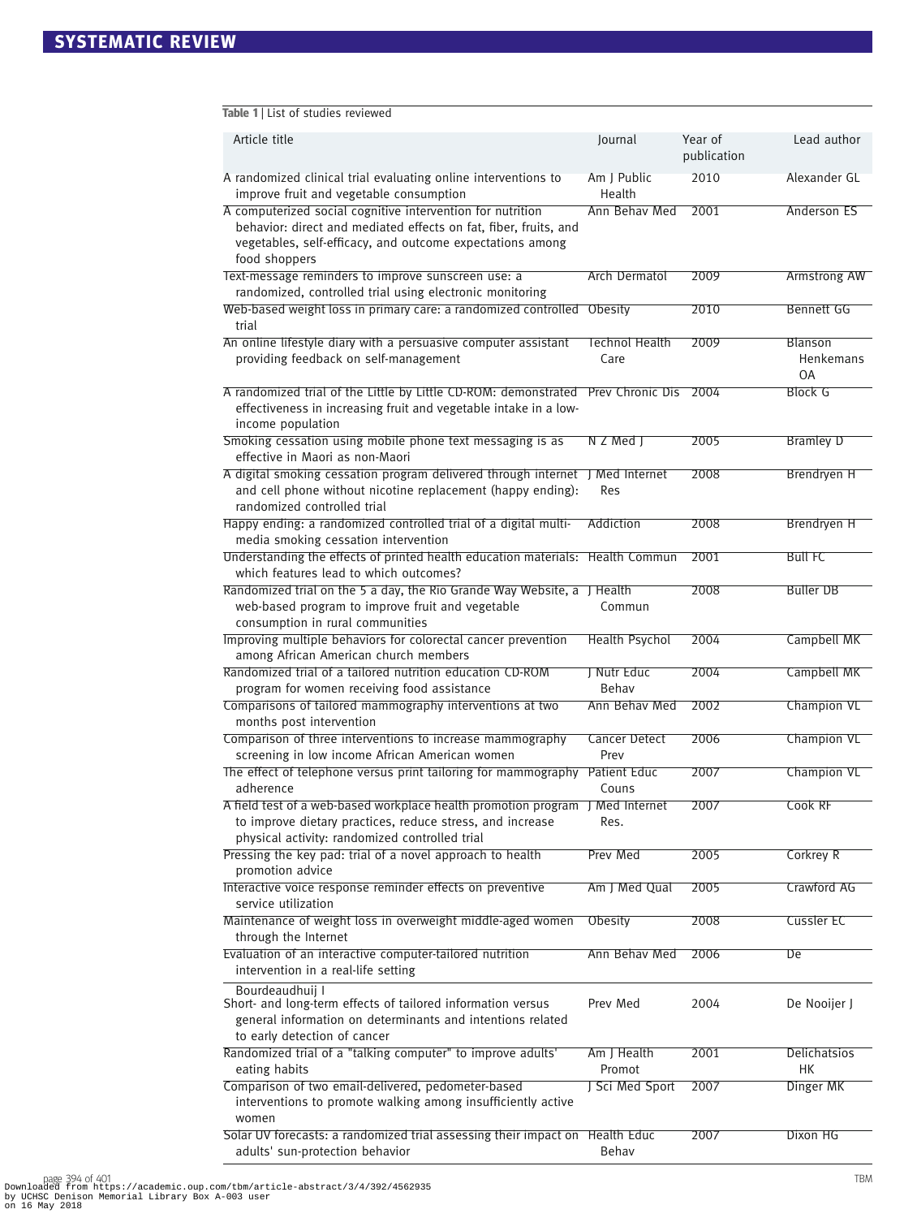Table 1 | List of studies reviewed

| Article title | Journal | Year of publication | Lead author |
|---|---|---|---|
| A randomized clinical trial evaluating online interventions to improve fruit and vegetable consumption | Am J Public Health | 2010 | Alexander GL |
| A computerized social cognitive intervention for nutrition behavior: direct and mediated effects on fat, fiber, fruits, and vegetables, self-efficacy, and outcome expectations among food shoppers | Ann Behav Med | 2001 | Anderson ES |
| Text-message reminders to improve sunscreen use: a randomized, controlled trial using electronic monitoring | Arch Dermatol | 2009 | Armstrong AW |
| Web-based weight loss in primary care: a randomized controlled trial | Obesity | 2010 | Bennett GG |
| An online lifestyle diary with a persuasive computer assistant providing feedback on self-management | Technol Health Care | 2009 | Blanson Henkemans OA |
| A randomized trial of the Little by Little CD-ROM: demonstrated effectiveness in increasing fruit and vegetable intake in a low-income population | Prev Chronic Dis | 2004 | Block G |
| Smoking cessation using mobile phone text messaging is as effective in Maori as non-Maori | N Z Med J | 2005 | Bramley D |
| A digital smoking cessation program delivered through internet and cell phone without nicotine replacement (happy ending): randomized controlled trial | J Med Internet Res | 2008 | Brendryen H |
| Happy ending: a randomized controlled trial of a digital multi-media smoking cessation intervention | Addiction | 2008 | Brendryen H |
| Understanding the effects of printed health education materials: which features lead to which outcomes? | Health Commun | 2001 | Bull FC |
| Randomized trial on the 5 a day, the Rio Grande Way Website, a web-based program to improve fruit and vegetable consumption in rural communities | J Health Commun | 2008 | Buller DB |
| Improving multiple behaviors for colorectal cancer prevention among African American church members | Health Psychol | 2004 | Campbell MK |
| Randomized trial of a tailored nutrition education CD-ROM program for women receiving food assistance | J Nutr Educ Behav | 2004 | Campbell MK |
| Comparisons of tailored mammography interventions at two months post intervention | Ann Behav Med | 2002 | Champion VL |
| Comparison of three interventions to increase mammography screening in low income African American women | Cancer Detect Prev | 2006 | Champion VL |
| The effect of telephone versus print tailoring for mammography adherence | Patient Educ Couns | 2007 | Champion VL |
| A field test of a web-based workplace health promotion program to improve dietary practices, reduce stress, and increase physical activity: randomized controlled trial | J Med Internet Res. | 2007 | Cook RF |
| Pressing the key pad: trial of a novel approach to health promotion advice | Prev Med | 2005 | Corkrey R |
| Interactive voice response reminder effects on preventive service utilization | Am J Med Qual | 2005 | Crawford AG |
| Maintenance of weight loss in overweight middle-aged women through the Internet | Obesity | 2008 | Cussler EC |
| Evaluation of an interactive computer-tailored nutrition intervention in a real-life setting | Ann Behav Med | 2006 | De Bourdeaudhuij I |
| Short- and long-term effects of tailored information versus general information on determinants and intentions related to early detection of cancer | Prev Med | 2004 | De Nooijer J |
| Randomized trial of a "talking computer" to improve adults' eating habits | Am J Health Promot | 2001 | Delichatsios HK |
| Comparison of two email-delivered, pedometer-based interventions to promote walking among insufficiently active women | J Sci Med Sport | 2007 | Dinger MK |
| Solar UV forecasts: a randomized trial assessing their impact on adults' sun-protection behavior | Health Educ Behav | 2007 | Dixon HG |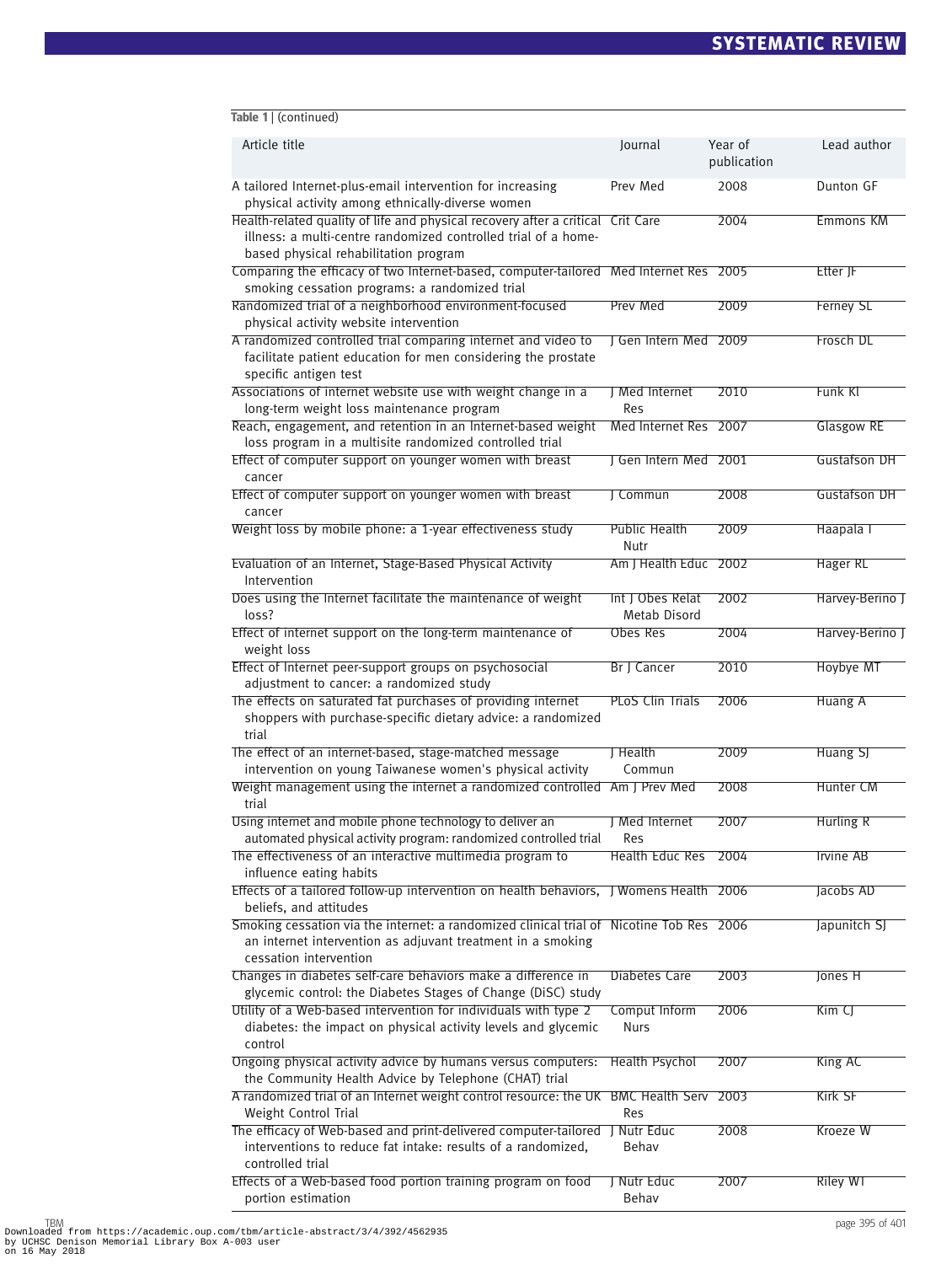Table 1 | (continued)

| Article title | Journal | Year of publication | Lead author |
| --- | --- | --- | --- |
| A tailored Internet-plus-email intervention for increasing physical activity among ethnically-diverse women | Prev Med | 2008 | Dunton GF |
| Health-related quality of life and physical recovery after a critical illness: a multi-centre randomized controlled trial of a home-based physical rehabilitation program | Crit Care | 2004 | Emmons KM |
| Comparing the efficacy of two Internet-based, computer-tailored smoking cessation programs: a randomized trial | Med Internet Res | 2005 | Etter JF |
| Randomized trial of a neighborhood environment-focused physical activity website intervention | Prev Med | 2009 | Ferney SL |
| A randomized controlled trial comparing internet and video to facilitate patient education for men considering the prostate specific antigen test | J Gen Intern Med | 2009 | Frosch DL |
| Associations of internet website use with weight change in a long-term weight loss maintenance program | J Med Internet Res | 2010 | Funk KI |
| Reach, engagement, and retention in an Internet-based weight loss program in a multisite randomized controlled trial | Med Internet Res | 2007 | Glasgow RE |
| Effect of computer support on younger women with breast cancer | J Gen Intern Med | 2001 | Gustafson DH |
| Effect of computer support on younger women with breast cancer | J Commun | 2008 | Gustafson DH |
| Weight loss by mobile phone: a 1-year effectiveness study | Public Health Nutr | 2009 | Haapala I |
| Evaluation of an Internet, Stage-Based Physical Activity Intervention | Am J Health Educ | 2002 | Hager RL |
| Does using the Internet facilitate the maintenance of weight loss? | Int J Obes Relat Metab Disord | 2002 | Harvey-Berino J |
| Effect of internet support on the long-term maintenance of weight loss | Obes Res | 2004 | Harvey-Berino J |
| Effect of Internet peer-support groups on psychosocial adjustment to cancer: a randomized study | Br J Cancer | 2010 | Hoybye MT |
| The effects on saturated fat purchases of providing internet shoppers with purchase-specific dietary advice: a randomized trial | PLoS Clin Trials | 2006 | Huang A |
| The effect of an internet-based, stage-matched message intervention on young Taiwanese women's physical activity | J Health Commun | 2009 | Huang SJ |
| Weight management using the internet a randomized controlled trial | Am J Prev Med | 2008 | Hunter CM |
| Using internet and mobile phone technology to deliver an automated physical activity program: randomized controlled trial | J Med Internet Res | 2007 | Hurling R |
| The effectiveness of an interactive multimedia program to influence eating habits | Health Educ Res | 2004 | Irvine AB |
| Effects of a tailored follow-up intervention on health behaviors, beliefs, and attitudes | J Womens Health | 2006 | Jacobs AD |
| Smoking cessation via the internet: a randomized clinical trial of an internet intervention as adjuvant treatment in a smoking cessation intervention | Nicotine Tob Res | 2006 | Japunitch SJ |
| Changes in diabetes self-care behaviors make a difference in glycemic control: the Diabetes Stages of Change (DiSC) study | Diabetes Care | 2003 | Jones H |
| Utility of a Web-based intervention for individuals with type 2 diabetes: the impact on physical activity levels and glycemic control | Comput Inform Nurs | 2006 | Kim CJ |
| Ongoing physical activity advice by humans versus computers: the Community Health Advice by Telephone (CHAT) trial | Health Psychol | 2007 | King AC |
| A randomized trial of an Internet weight control resource: the UK Weight Control Trial | BMC Health Serv Res | 2003 | Kirk SF |
| The efficacy of Web-based and print-delivered computer-tailored interventions to reduce fat intake: results of a randomized, controlled trial | J Nutr Educ Behav | 2008 | Kroeze W |
| Effects of a Web-based food portion training program on food portion estimation | J Nutr Educ Behav | 2007 | Riley WT |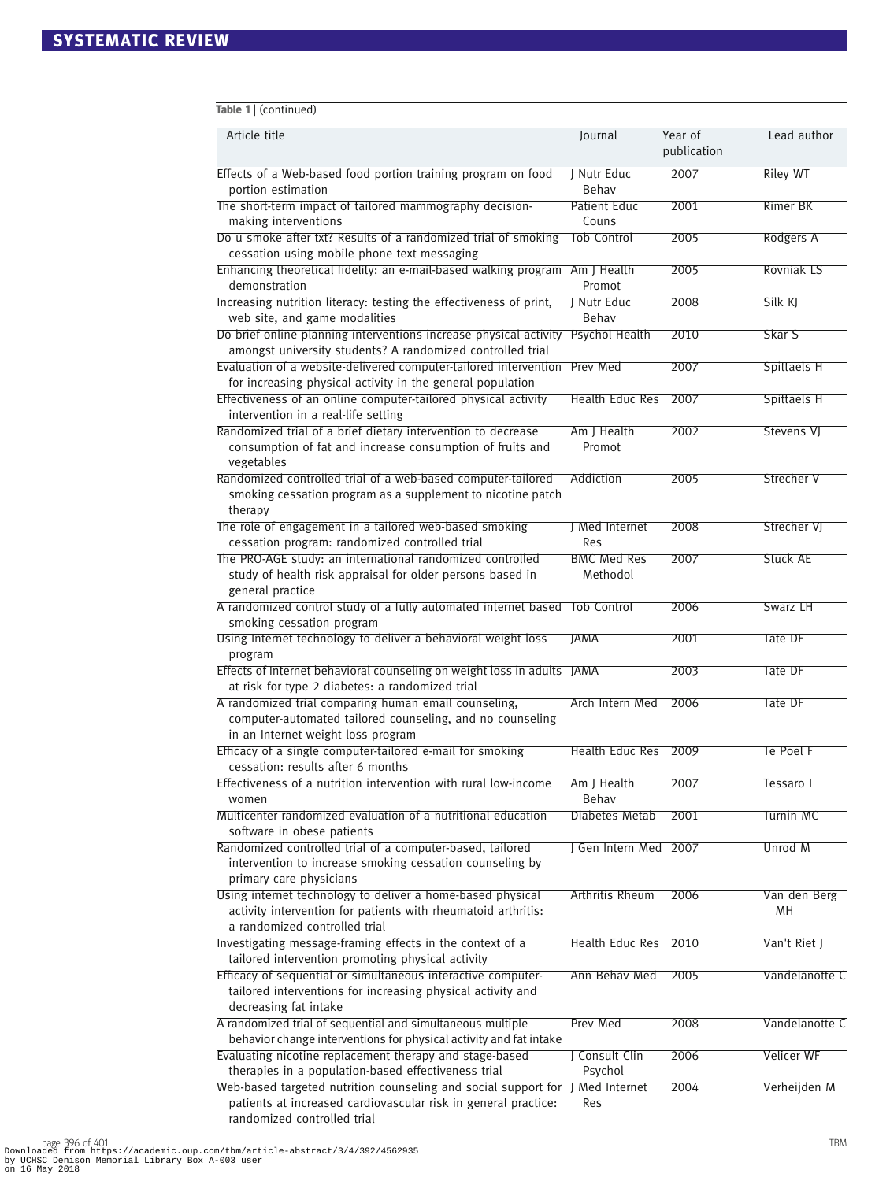Table 1 | (continued)

| Article title | Journal | Year of publication | Lead author |
|---|---|---|---|
| Effects of a Web-based food portion training program on food portion estimation | J Nutr Educ Behav | 2007 | Riley WT |
| The short-term impact of tailored mammography decision-making interventions | Patient Educ Couns | 2001 | Rimer BK |
| Do u smoke after txt? Results of a randomized trial of smoking cessation using mobile phone text messaging | Tob Control | 2005 | Rodgers A |
| Enhancing theoretical fidelity: an e-mail-based walking program demonstration | Am J Health Promot | 2005 | Rovniak LS |
| Increasing nutrition literacy: testing the effectiveness of print, web site, and game modalities | J Nutr Educ Behav | 2008 | Silk KJ |
| Do brief online planning interventions increase physical activity amongst university students? A randomized controlled trial | Psychol Health | 2010 | Skar S |
| Evaluation of a website-delivered computer-tailored intervention for increasing physical activity in the general population | Prev Med | 2007 | Spittaels H |
| Effectiveness of an online computer-tailored physical activity intervention in a real-life setting | Health Educ Res | 2007 | Spittaels H |
| Randomized trial of a brief dietary intervention to decrease consumption of fat and increase consumption of fruits and vegetables | Am J Health Promot | 2002 | Stevens VJ |
| Randomized controlled trial of a web-based computer-tailored smoking cessation program as a supplement to nicotine patch therapy | Addiction | 2005 | Strecher V |
| The role of engagement in a tailored web-based smoking cessation program: randomized controlled trial | J Med Internet Res | 2008 | Strecher VJ |
| The PRO-AGE study: an international randomized controlled study of health risk appraisal for older persons based in general practice | BMC Med Res Methodol | 2007 | Stuck AE |
| A randomized control study of a fully automated internet based smoking cessation program | Tob Control | 2006 | Swarz LH |
| Using Internet technology to deliver a behavioral weight loss program | JAMA | 2001 | Tate DF |
| Effects of Internet behavioral counseling on weight loss in adults at risk for type 2 diabetes: a randomized trial | JAMA | 2003 | Tate DF |
| A randomized trial comparing human email counseling, computer-automated tailored counseling, and no counseling in an Internet weight loss program | Arch Intern Med | 2006 | Tate DF |
| Efficacy of a single computer-tailored e-mail for smoking cessation: results after 6 months | Health Educ Res | 2009 | Te Poel F |
| Effectiveness of a nutrition intervention with rural low-income women | Am J Health Behav | 2007 | Tessaro I |
| Multicenter randomized evaluation of a nutritional education software in obese patients | Diabetes Metab | 2001 | Turnin MC |
| Randomized controlled trial of a computer-based, tailored intervention to increase smoking cessation counseling by primary care physicians | J Gen Intern Med | 2007 | Unrod M |
| Using internet technology to deliver a home-based physical activity intervention for patients with rheumatoid arthritis: a randomized controlled trial | Arthritis Rheum | 2006 | Van den Berg MH |
| Investigating message-framing effects in the context of a tailored intervention promoting physical activity | Health Educ Res | 2010 | Van't Riet J |
| Efficacy of sequential or simultaneous interactive computer-tailored interventions for increasing physical activity and decreasing fat intake | Ann Behav Med | 2005 | Vandelanotte C |
| A randomized trial of sequential and simultaneous multiple behavior change interventions for physical activity and fat intake | Prev Med | 2008 | Vandelanotte C |
| Evaluating nicotine replacement therapy and stage-based therapies in a population-based effectiveness trial | J Consult Clin Psychol | 2006 | Velicer WF |
| Web-based targeted nutrition counseling and social support for patients at increased cardiovascular risk in general practice: randomized controlled trial | J Med Internet Res | 2004 | Verheijden M |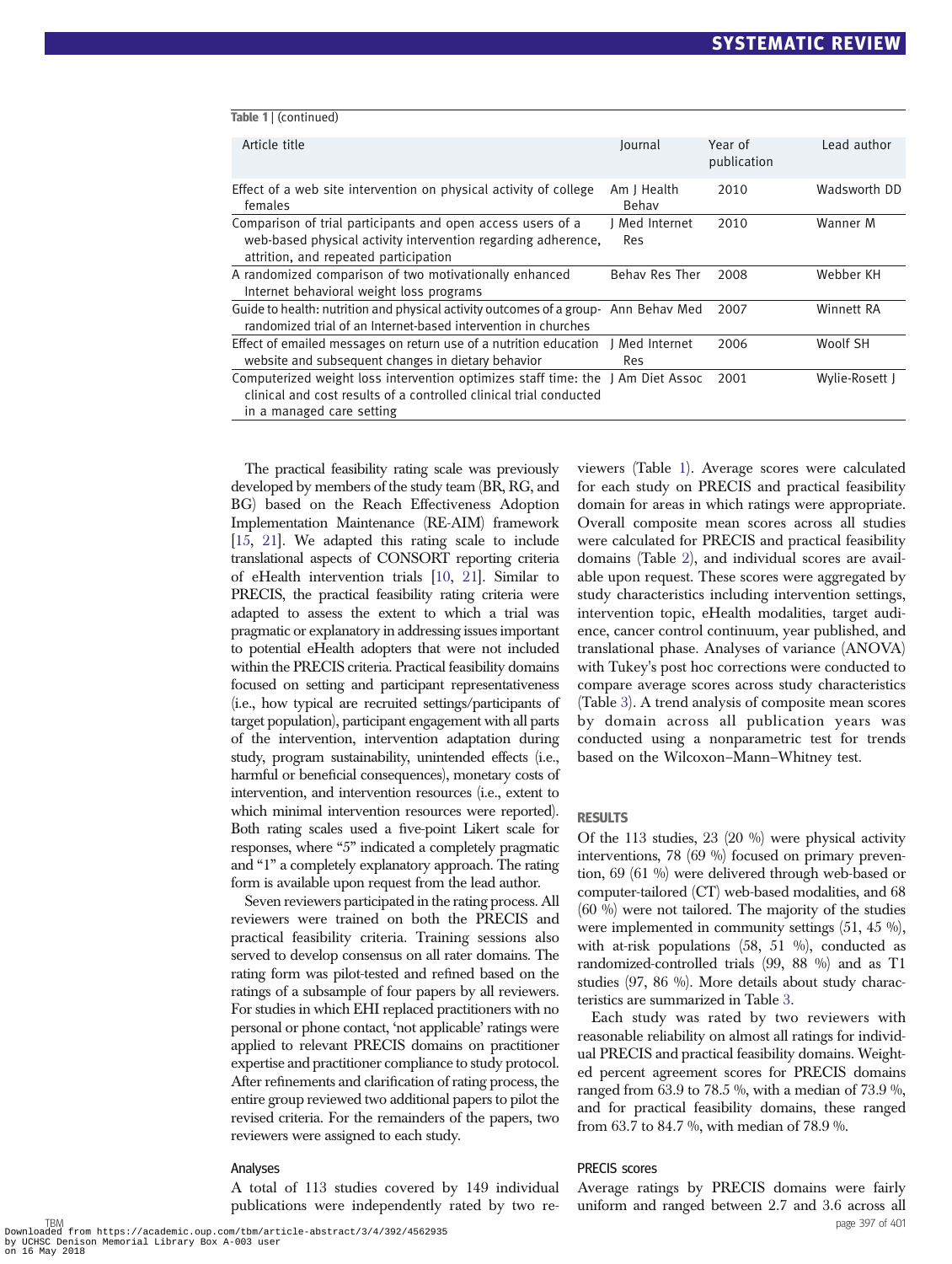Table 1 | (continued)

| Article title | Journal | Year of publication | Lead author |
|---|---|---|---|
| Effect of a web site intervention on physical activity of college females | Am J Health Behav | 2010 | Wadsworth DD |
| Comparison of trial participants and open access users of a web-based physical activity intervention regarding adherence, attrition, and repeated participation | J Med Internet Res | 2010 | Wanner M |
| A randomized comparison of two motivationally enhanced Internet behavioral weight loss programs | Behav Res Ther | 2008 | Webber KH |
| Guide to health: nutrition and physical activity outcomes of a group-randomized trial of an Internet-based intervention in churches | Ann Behav Med | 2007 | Winnett RA |
| Effect of emailed messages on return use of a nutrition education website and subsequent changes in dietary behavior | J Med Internet Res | 2006 | Woolf SH |
| Computerized weight loss intervention optimizes staff time: the clinical and cost results of a controlled clinical trial conducted in a managed care setting | J Am Diet Assoc | 2001 | Wylie-Rosett J |

The practical feasibility rating scale was previously developed by members of the study team (BR, RG, and BG) based on the Reach Effectiveness Adoption Implementation Maintenance (RE-AIM) framework [15, 21]. We adapted this rating scale to include translational aspects of CONSORT reporting criteria of eHealth intervention trials [10, 21]. Similar to PRECIS, the practical feasibility rating criteria were adapted to assess the extent to which a trial was pragmatic or explanatory in addressing issues important to potential eHealth adopters that were not included within the PRECIS criteria. Practical feasibility domains focused on setting and participant representativeness (i.e., how typical are recruited settings/participants of target population), participant engagement with all parts of the intervention, intervention adaptation during study, program sustainability, unintended effects (i.e., harmful or beneficial consequences), monetary costs of intervention, and intervention resources (i.e., extent to which minimal intervention resources were reported). Both rating scales used a five-point Likert scale for responses, where "5" indicated a completely pragmatic and "1" a completely explanatory approach. The rating form is available upon request from the lead author.

Seven reviewers participated in the rating process. All reviewers were trained on both the PRECIS and practical feasibility criteria. Training sessions also served to develop consensus on all rater domains. The rating form was pilot-tested and refined based on the ratings of a subsample of four papers by all reviewers. For studies in which EHI replaced practitioners with no personal or phone contact, 'not applicable' ratings were applied to relevant PRECIS domains on practitioner expertise and practitioner compliance to study protocol. After refinements and clarification of rating process, the entire group reviewed two additional papers to pilot the revised criteria. For the remainders of the papers, two reviewers were assigned to each study.

### Analyses

A total of 113 studies covered by 149 individual publications were independently rated by two reviewers (Table 1). Average scores were calculated for each study on PRECIS and practical feasibility domain for areas in which ratings were appropriate. Overall composite mean scores across all studies were calculated for PRECIS and practical feasibility domains (Table 2), and individual scores are available upon request. These scores were aggregated by study characteristics including intervention settings, intervention topic, eHealth modalities, target audience, cancer control continuum, year published, and translational phase. Analyses of variance (ANOVA) with Tukey's post hoc corrections were conducted to compare average scores across study characteristics (Table 3). A trend analysis of composite mean scores by domain across all publication years was conducted using a nonparametric test for trends based on the Wilcoxon–Mann–Whitney test.

## RESULTS

Of the 113 studies, 23 (20 %) were physical activity interventions, 78 (69 %) focused on primary prevention, 69 (61 %) were delivered through web-based or computer-tailored (CT) web-based modalities, and 68 (60 %) were not tailored. The majority of the studies were implemented in community settings (51, 45 %), with at-risk populations (58, 51 %), conducted as randomized-controlled trials (99, 88 %) and as T1 studies (97, 86 %). More details about study characteristics are summarized in Table 3.

Each study was rated by two reviewers with reasonable reliability on almost all ratings for individual PRECIS and practical feasibility domains. Weighted percent agreement scores for PRECIS domains ranged from 63.9 to 78.5 %, with a median of 73.9 %, and for practical feasibility domains, these ranged from 63.7 to 84.7 %, with median of 78.9 %.

### PRECIS scores

Average ratings by PRECIS domains were fairly uniform and ranged between 2.7 and 3.6 across all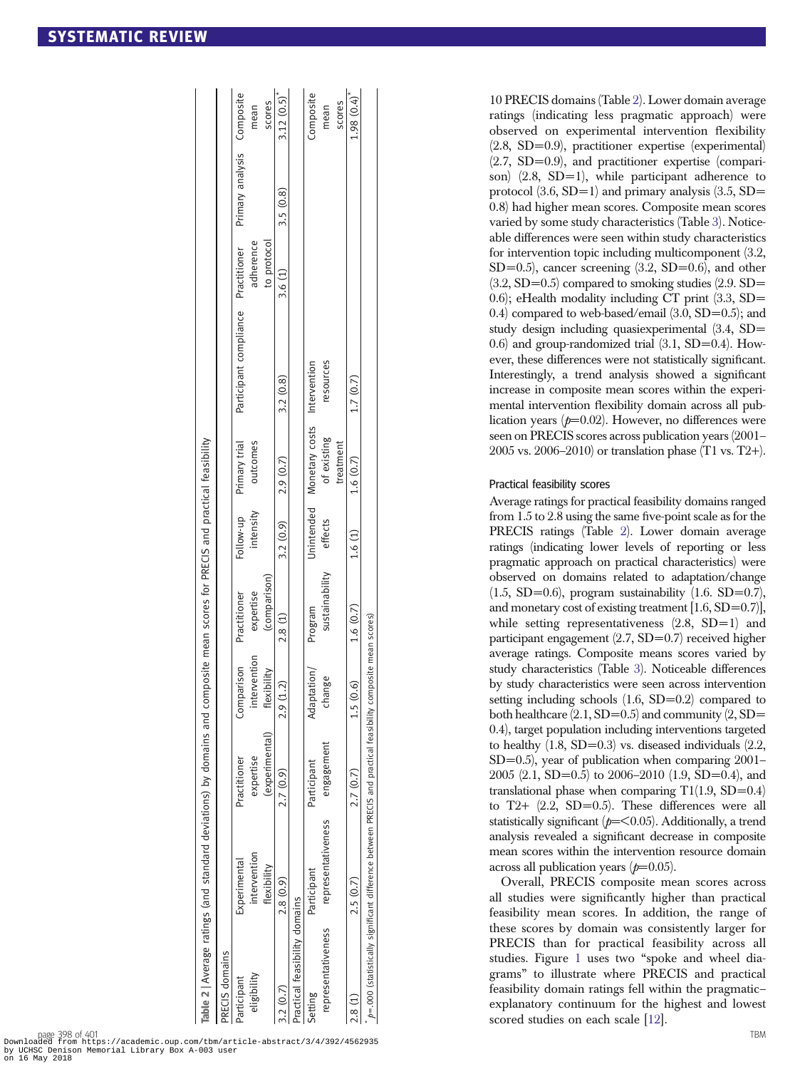**Table 2** | Average ratings (and standard deviations) by domains and composite mean scores for PRECIS and practical feasibility

| PRECIS domains | | | | | | | | | | |
|---|---|---|---|---|---|---|---|---|---|---|
| Participant eligibility | Experimental intervention flexibility | Practitioner expertise (experimental) | Comparison intervention flexibility | Practitioner expertise (comparison) | Follow-up intensity | Primary trial outcomes | Participant compliance | Practitioner adherence to protocol | Primary analysis | Composite mean scores |
| 3.2 (0.7) | 2.8 (0.9) | 2.7 (0.9) | 2.9 (1.2) | 2.8 (1) | 3.2 (0.9) | 2.9 (0.7) | 3.2 (0.8) | 3.6 (1) | 3.5 (0.8) | 3.12 (0.5)* |
| **Practical feasibility domains** | | | | | | | | | | |
| Setting representativeness | Participant representativeness | Participant engagement | Adaptation/change | Program sustainability | Unintended effects | Monetary costs of existing treatment | Intervention resources | | | Composite mean scores |
| 2.8 (1) | 2.5 (0.7) | 2.7 (0.7) | 1.5 (0.6) | 1.6 (0.7) | 1.6 (1) | 1.6 (0.7) | 1.7 (0.7) | | | 1.98 (0.4)* |

\* $p$=.000 (statistically significant difference between PRECIS and practical feasibility composite mean scores)

10 PRECIS domains (Table 2). Lower domain average ratings (indicating less pragmatic approach) were observed on experimental intervention flexibility (2.8, SD=0.9), practitioner expertise (experimental) (2.7, SD=0.9), and practitioner expertise (comparison) (2.8, SD=1), while participant adherence to protocol (3.6, SD=1) and primary analysis (3.5, SD=0.8) had higher mean scores. Composite mean scores varied by some study characteristics (Table 3). Noticeable differences were seen within study characteristics for intervention topic including multicomponent (3.2, SD=0.5), cancer screening (3.2, SD=0.6), and other (3.2, SD=0.5) compared to smoking studies (2.9. SD=0.6); eHealth modality including CT print (3.3, SD=0.4) compared to web-based/email (3.0, SD=0.5); and study design including quasiexperimental (3.4, SD=0.6) and group-randomized trial (3.1, SD=0.4). However, these differences were not statistically significant. Interestingly, a trend analysis showed a significant increase in composite mean scores within the experimental intervention flexibility domain across all publication years ($p$=0.02). However, no differences were seen on PRECIS scores across publication years (2001–2005 vs. 2006–2010) or translation phase (T1 vs. T2+).

### Practical feasibility scores

Average ratings for practical feasibility domains ranged from 1.5 to 2.8 using the same five-point scale as for the PRECIS ratings (Table 2). Lower domain average ratings (indicating lower levels of reporting or less pragmatic approach on practical characteristics) were observed on domains related to adaptation/change (1.5, SD=0.6), program sustainability (1.6. SD=0.7), and monetary cost of existing treatment [1.6, SD=0.7)], while setting representativeness (2.8, SD=1) and participant engagement (2.7, SD=0.7) received higher average ratings. Composite means scores varied by study characteristics (Table 3). Noticeable differences by study characteristics were seen across intervention setting including schools (1.6, SD=0.2) compared to both healthcare (2.1, SD=0.5) and community (2, SD=0.4), target population including interventions targeted to healthy (1.8, SD=0.3) vs. diseased individuals (2.2, SD=0.5), year of publication when comparing 2001–2005 (2.1, SD=0.5) to 2006–2010 (1.9, SD=0.4), and translational phase when comparing T1(1.9, SD=0.4) to T2+ (2.2, SD=0.5). These differences were all statistically significant ($p$=<0.05). Additionally, a trend analysis revealed a significant decrease in composite mean scores within the intervention resource domain across all publication years ($p$=0.05).

Overall, PRECIS composite mean scores across all studies were significantly higher than practical feasibility mean scores. In addition, the range of these scores by domain was consistently larger for PRECIS than for practical feasibility across all studies. Figure 1 uses two "spoke and wheel diagrams" to illustrate where PRECIS and practical feasibility domain ratings fell within the pragmatic–explanatory continuum for the highest and lowest scored studies on each scale [12].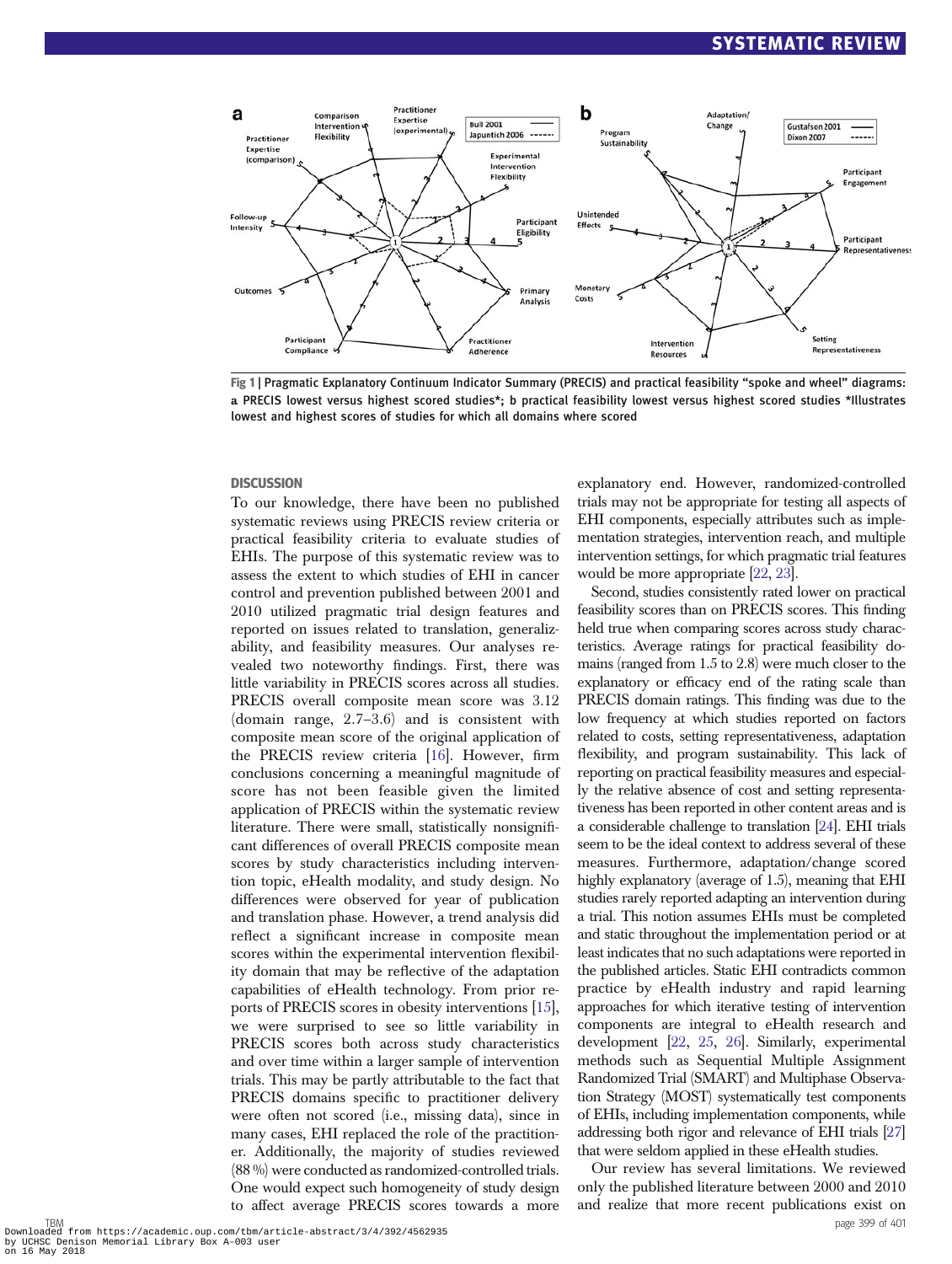Fig 1 | Pragmatic Explanatory Continuum Indicator Summary (PRECIS) and practical feasibility "spoke and wheel" diagrams: a PRECIS lowest versus highest scored studies*; b practical feasibility lowest versus highest scored studies *Illustrates lowest and highest scores of studies for which all domains where scored

## DISCUSSION

To our knowledge, there have been no published systematic reviews using PRECIS review criteria or practical feasibility criteria to evaluate studies of EHIs. The purpose of this systematic review was to assess the extent to which studies of EHI in cancer control and prevention published between 2001 and 2010 utilized pragmatic trial design features and reported on issues related to translation, generalizability, and feasibility measures. Our analyses revealed two noteworthy findings. First, there was little variability in PRECIS scores across all studies. PRECIS overall composite mean score was 3.12 (domain range, 2.7–3.6) and is consistent with composite mean score of the original application of the PRECIS review criteria [16]. However, firm conclusions concerning a meaningful magnitude of score has not been feasible given the limited application of PRECIS within the systematic review literature. There were small, statistically nonsignificant differences of overall PRECIS composite mean scores by study characteristics including intervention topic, eHealth modality, and study design. No differences were observed for year of publication and translation phase. However, a trend analysis did reflect a significant increase in composite mean scores within the experimental intervention flexibility domain that may be reflective of the adaptation capabilities of eHealth technology. From prior reports of PRECIS scores in obesity interventions [15], we were surprised to see so little variability in PRECIS scores both across study characteristics and over time within a larger sample of intervention trials. This may be partly attributable to the fact that PRECIS domains specific to practitioner delivery were often not scored (i.e., missing data), since in many cases, EHI replaced the role of the practitioner. Additionally, the majority of studies reviewed (88 %) were conducted as randomized-controlled trials. One would expect such homogeneity of study design to affect average PRECIS scores towards a more explanatory end. However, randomized-controlled trials may not be appropriate for testing all aspects of EHI components, especially attributes such as implementation strategies, intervention reach, and multiple intervention settings, for which pragmatic trial features would be more appropriate [22, 23].

Second, studies consistently rated lower on practical feasibility scores than on PRECIS scores. This finding held true when comparing scores across study characteristics. Average ratings for practical feasibility domains (ranged from 1.5 to 2.8) were much closer to the explanatory or efficacy end of the rating scale than PRECIS domain ratings. This finding was due to the low frequency at which studies reported on factors related to costs, setting representativeness, adaptation flexibility, and program sustainability. This lack of reporting on practical feasibility measures and especially the relative absence of cost and setting representativeness has been reported in other content areas and is a considerable challenge to translation [24]. EHI trials seem to be the ideal context to address several of these measures. Furthermore, adaptation/change scored highly explanatory (average of 1.5), meaning that EHI studies rarely reported adapting an intervention during a trial. This notion assumes EHIs must be completed and static throughout the implementation period or at least indicates that no such adaptations were reported in the published articles. Static EHI contradicts common practice by eHealth industry and rapid learning approaches for which iterative testing of intervention components are integral to eHealth research and development [22, 25, 26]. Similarly, experimental methods such as Sequential Multiple Assignment Randomized Trial (SMART) and Multiphase Observation Strategy (MOST) systematically test components of EHIs, including implementation components, while addressing both rigor and relevance of EHI trials [27] that were seldom applied in these eHealth studies.

Our review has several limitations. We reviewed only the published literature between 2000 and 2010 and realize that more recent publications exist on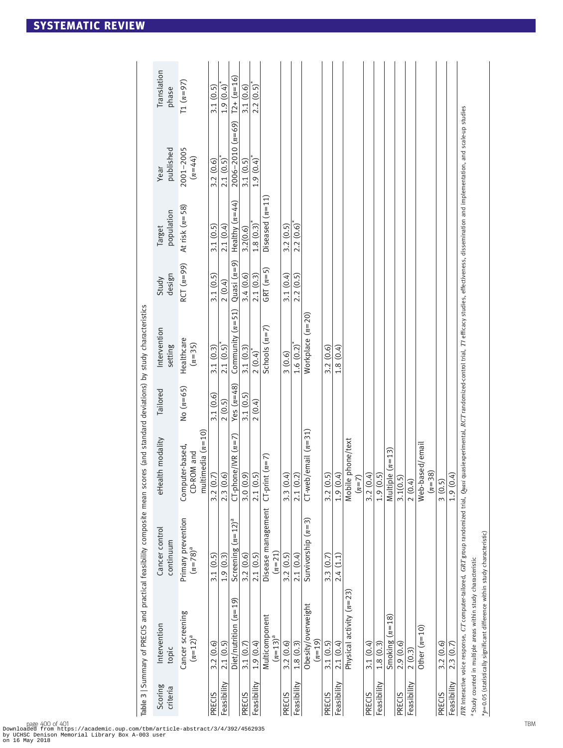**Table 3** | Summary of PRECIS and practical feasibility composite mean scores (and standard deviations) by study characteristics

| Scoring criteria | Intervention topic | Cancer control continuum | eHealth modality | Tailored | Intervention setting | Study design | Target population | Year published | Translation phase |
|---|---|---|---|---|---|---|---|---|---|
| | Cancer screening ($n$=12)[a] | Primary prevention ($n$=78)[a] | Computer-based, CD-ROM and multimedia ($n$=10) | No ($n$=65) | Healthcare ($n$=35) | RCT ($n$=99) | At risk ($n$=58) | 2001–2005 ($n$=44) | T1 ($n$=97) |
| PRECIS | 3.2 (0.6) | 3.1 (0.5) | 3.2 (0.7) | 3.1 (0.6) | 3.1 (0.3) | 3.1 (0.5) | 3.1 (0.5) | 3.2 (0.6) | 3.1 (0.5) |
| Feasibility | 2.1 (0.5) | 1.9 (0.3) | 2.3 (0.6) | 2 (0.5) | 2.1 (0.5)* | 2 (0.4) | 2.1 (0.4) | 2.1 (0.5)* | 1.9 (0.4)* |
| | Diet/nutrition ($n$=19) | Screening ($n$=12)[a] | CT-phone/IVR ($n$=7) | Yes ($n$=48) | Community ($n$=51) | Quasi ($n$=9) | Healthy ($n$=44) | 2006–2010 ($n$=69) | T2+ ($n$=16) |
| PRECIS | 3.1 (0.7) | 3.2 (0.6) | 3.0 (0.9) | 3.1 (0.5) | 3.1 (0.3) | 3.4 (0.6) | 3.2(0.6) | 3.1 (0.5) | 3.1 (0.6) |
| Feasibility | 1.9 (0.4) | 2.1 (0.5) | 2.1 (0.5) | 2 (0.4) | 2 (0.4)* | 2.1 (0.3) | 1.8 (0.3)* | 1.9 (0.4)* | 2.2 (0.5)* |
| | Multicomponent ($n$=13)[a] | Disease management ($n$=21) | CT-print ($n$=7) | | Schools ($n$=7) | GRT ($n$=5) | Diseased ($n$=11) | | |
| PRECIS | 3.2 (0.6) | 3.2 (0.5) | 3.3 (0.4) | | 3 (0.6) | 3.1 (0.4) | 3.2 (0.5) | | |
| Feasibility | 1.8 (0.3) | 2.1 (0.4) | 2.1 (0.2) | | 1.6 (0.2)* | 2.2 (0.5) | 2.2 (0.6)* | | |
| | Obesity/overweight ($n$=19) | Survivorship ($n$=3) | CT-web/email ($n$=31) | | Workplace ($n$=20) | | | | |
| PRECIS | 3.1 (0.5) | 3.3 (0.7) | 3.2 (0.5) | | 3.2 (0.6) | | | | |
| Feasibility | 2.1 (0.4) | 2.4 (1.1) | 1.9 (0.4) | | 1.8 (0.4) | | | | |
| | Physical activity ($n$=23) | | Mobile phone/text ($n$=7) | | | | | | |
| PRECIS | 3.1 (0.4) | | 3.2 (0.4) | | | | | | |
| Feasibility | 1.8 (0.3) | | 1.9 (0.5) | | | | | | |
| | Smoking ($n$=18) | | Multiple ($n$=13) | | | | | | |
| PRECIS | 2.9 (0.6) | | 3.1(0.5) | | | | | | |
| Feasibility | 2 (0.3) | | 2 (0.4) | | | | | | |
| | Other ($n$=10) | | Web-based/email ($n$=38) | | | | | | |
| PRECIS | 3.2 (0.6) | | 3 (0.5) | | | | | | |
| Feasibility | 2.3 (0.7) | | 1.9 (0.4) | | | | | | |

*IVR* Interactive voice response, *CT* computer-tailored, *GRT* group randomized trial, *Quasi* quasiexperimental, *RCT* randomized-control trial, *T1* efficacy studies, effectiveness, dissemination and implementation, and scale-up studies

[a] Study counted in multiple areas within study characteristic

*$p$=0.05 (statistically significant difference within study characteristic)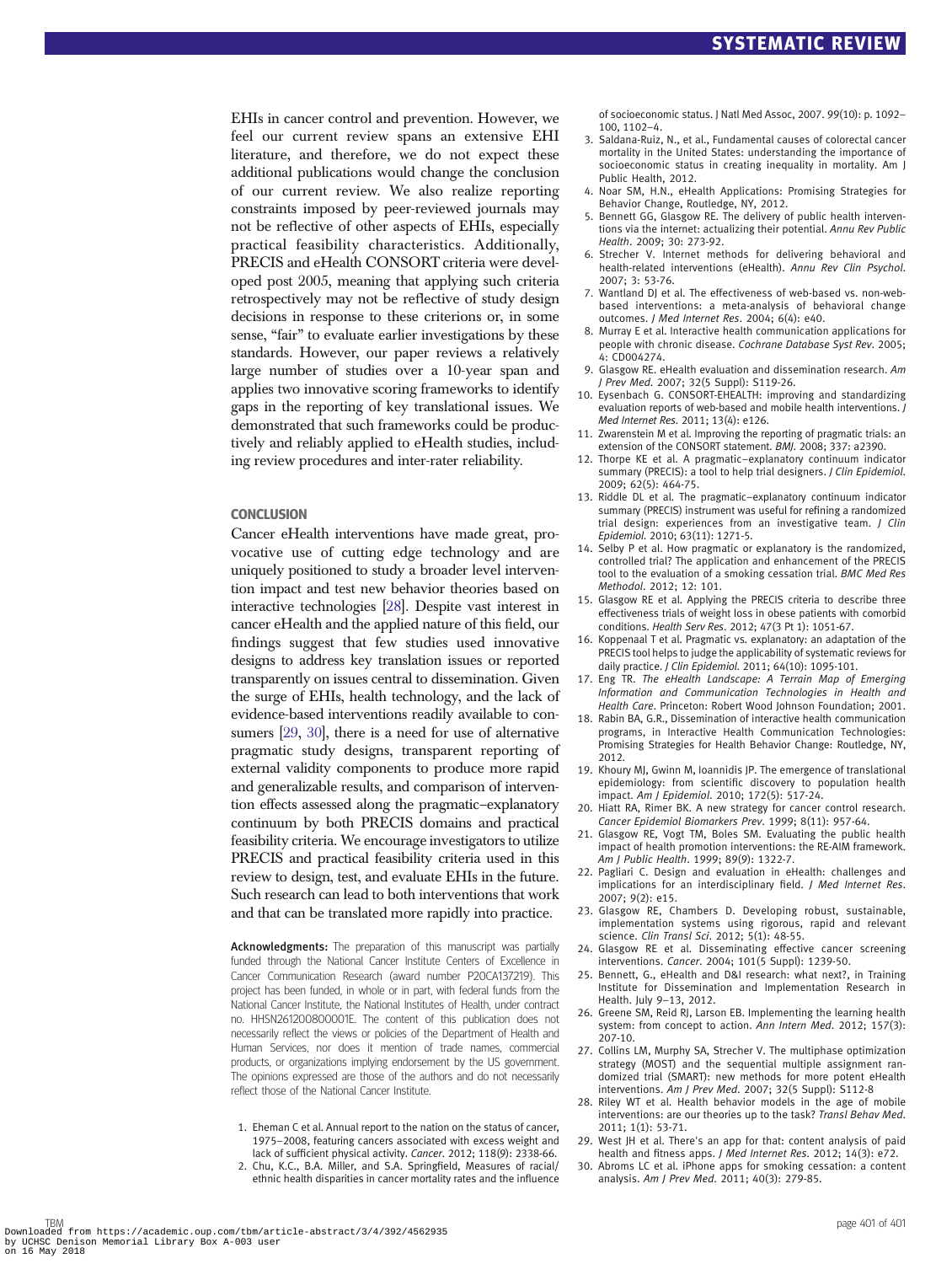EHIs in cancer control and prevention. However, we feel our current review spans an extensive EHI literature, and therefore, we do not expect these additional publications would change the conclusion of our current review. We also realize reporting constraints imposed by peer-reviewed journals may not be reflective of other aspects of EHIs, especially practical feasibility characteristics. Additionally, PRECIS and eHealth CONSORT criteria were developed post 2005, meaning that applying such criteria retrospectively may not be reflective of study design decisions in response to these criterions or, in some sense, "fair" to evaluate earlier investigations by these standards. However, our paper reviews a relatively large number of studies over a 10-year span and applies two innovative scoring frameworks to identify gaps in the reporting of key translational issues. We demonstrated that such frameworks could be productively and reliably applied to eHealth studies, including review procedures and inter-rater reliability.

## CONCLUSION

Cancer eHealth interventions have made great, provocative use of cutting edge technology and are uniquely positioned to study a broader level intervention impact and test new behavior theories based on interactive technologies [28]. Despite vast interest in cancer eHealth and the applied nature of this field, our findings suggest that few studies used innovative designs to address key translation issues or reported transparently on issues central to dissemination. Given the surge of EHIs, health technology, and the lack of evidence-based interventions readily available to consumers [29, 30], there is a need for use of alternative pragmatic study designs, transparent reporting of external validity components to produce more rapid and generalizable results, and comparison of intervention effects assessed along the pragmatic–explanatory continuum by both PRECIS domains and practical feasibility criteria. We encourage investigators to utilize PRECIS and practical feasibility criteria used in this review to design, test, and evaluate EHIs in the future. Such research can lead to both interventions that work and that can be translated more rapidly into practice.

**Acknowledgments:** The preparation of this manuscript was partially funded through the National Cancer Institute Centers of Excellence in Cancer Communication Research (award number P20CA137219). This project has been funded, in whole or in part, with federal funds from the National Cancer Institute, the National Institutes of Health, under contract no. HHSN261200800001E. The content of this publication does not necessarily reflect the views or policies of the Department of Health and Human Services, nor does it mention of trade names, commercial products, or organizations implying endorsement by the US government. The opinions expressed are those of the authors and do not necessarily reflect those of the National Cancer Institute.

1. Eheman C et al. Annual report to the nation on the status of cancer, 1975–2008, featuring cancers associated with excess weight and lack of sufficient physical activity. *Cancer*. 2012; 118(9): 2338-66.
2. Chu, K.C., B.A. Miller, and S.A. Springfield, Measures of racial/ethnic health disparities in cancer mortality rates and the influence of socioeconomic status. J Natl Med Assoc, 2007. 99(10): p. 1092–100, 1102–4.
3. Saldana-Ruiz, N., et al., Fundamental causes of colorectal cancer mortality in the United States: understanding the importance of socioeconomic status in creating inequality in mortality. Am J Public Health, 2012.
4. Noar SM, H.N., eHealth Applications: Promising Strategies for Behavior Change, Routledge, NY, 2012.
5. Bennett GG, Glasgow RE. The delivery of public health interventions via the internet: actualizing their potential. *Annu Rev Public Health*. 2009; 30: 273-92.
6. Strecher V. Internet methods for delivering behavioral and health-related interventions (eHealth). *Annu Rev Clin Psychol*. 2007; 3: 53-76.
7. Wantland DJ et al. The effectiveness of web-based vs. non-web-based interventions: a meta-analysis of behavioral change outcomes. *J Med Internet Res*. 2004; 6(4): e40.
8. Murray E et al. Interactive health communication applications for people with chronic disease. *Cochrane Database Syst Rev*. 2005; 4: CD004274.
9. Glasgow RE. eHealth evaluation and dissemination research. *Am J Prev Med*. 2007; 32(5 Suppl): S119-26.
10. Eysenbach G. CONSORT-EHEALTH: improving and standardizing evaluation reports of web-based and mobile health interventions. *J Med Internet Res*. 2011; 13(4): e126.
11. Zwarenstein M et al. Improving the reporting of pragmatic trials: an extension of the CONSORT statement. *BMJ*. 2008; 337: a2390.
12. Thorpe KE et al. A pragmatic–explanatory continuum indicator summary (PRECIS): a tool to help trial designers. *J Clin Epidemiol*. 2009; 62(5): 464-75.
13. Riddle DL et al. The pragmatic–explanatory continuum indicator summary (PRECIS) instrument was useful for refining a randomized trial design: experiences from an investigative team. *J Clin Epidemiol*. 2010; 63(11): 1271-5.
14. Selby P et al. How pragmatic or explanatory is the randomized, controlled trial? The application and enhancement of the PRECIS tool to the evaluation of a smoking cessation trial. *BMC Med Res Methodol*. 2012; 12: 101.
15. Glasgow RE et al. Applying the PRECIS criteria to describe three effectiveness trials of weight loss in obese patients with comorbid conditions. *Health Serv Res*. 2012; 47(3 Pt 1): 1051-67.
16. Koppenaal T et al. Pragmatic vs. explanatory: an adaptation of the PRECIS tool helps to judge the applicability of systematic reviews for daily practice. *J Clin Epidemiol*. 2011; 64(10): 1095-101.
17. Eng TR. *The eHealth Landscape: A Terrain Map of Emerging Information and Communication Technologies in Health and Health Care*. Princeton: Robert Wood Johnson Foundation; 2001.
18. Rabin BA, G.R., Dissemination of interactive health communication programs, in Interactive Health Communication Technologies: Promising Strategies for Health Behavior Change: Routledge, NY, 2012.
19. Khoury MJ, Gwinn M, Ioannidis JP. The emergence of translational epidemiology: from scientific discovery to population health impact. *Am J Epidemiol*. 2010; 172(5): 517-24.
20. Hiatt RA, Rimer BK. A new strategy for cancer control research. *Cancer Epidemiol Biomarkers Prev*. 1999; 8(11): 957-64.
21. Glasgow RE, Vogt TM, Boles SM. Evaluating the public health impact of health promotion interventions: the RE-AIM framework. *Am J Public Health*. 1999; 89(9): 1322-7.
22. Pagliari C. Design and evaluation in eHealth: challenges and implications for an interdisciplinary field. *J Med Internet Res*. 2007; 9(2): e15.
23. Glasgow RE, Chambers D. Developing robust, sustainable, implementation systems using rigorous, rapid and relevant science. *Clin Transl Sci*. 2012; 5(1): 48-55.
24. Glasgow RE et al. Disseminating effective cancer screening interventions. *Cancer*. 2004; 101(5 Suppl): 1239-50.
25. Bennett, G., eHealth and D&I research: what next?, in Training Institute for Dissemination and Implementation Research in Health. July 9–13, 2012.
26. Greene SM, Reid RJ, Larson EB. Implementing the learning health system: from concept to action. *Ann Intern Med*. 2012; 157(3): 207-10.
27. Collins LM, Murphy SA, Strecher V. The multiphase optimization strategy (MOST) and the sequential multiple assignment randomized trial (SMART): new methods for more potent eHealth interventions. *Am J Prev Med*. 2007; 32(5 Suppl): S112-8
28. Riley WT et al. Health behavior models in the age of mobile interventions: are our theories up to the task? *Transl Behav Med*. 2011; 1(1): 53-71.
29. West JH et al. There's an app for that: content analysis of paid health and fitness apps. *J Med Internet Res*. 2012; 14(3): e72.
30. Abroms LC et al. iPhone apps for smoking cessation: a content analysis. *Am J Prev Med*. 2011; 40(3): 279-85.